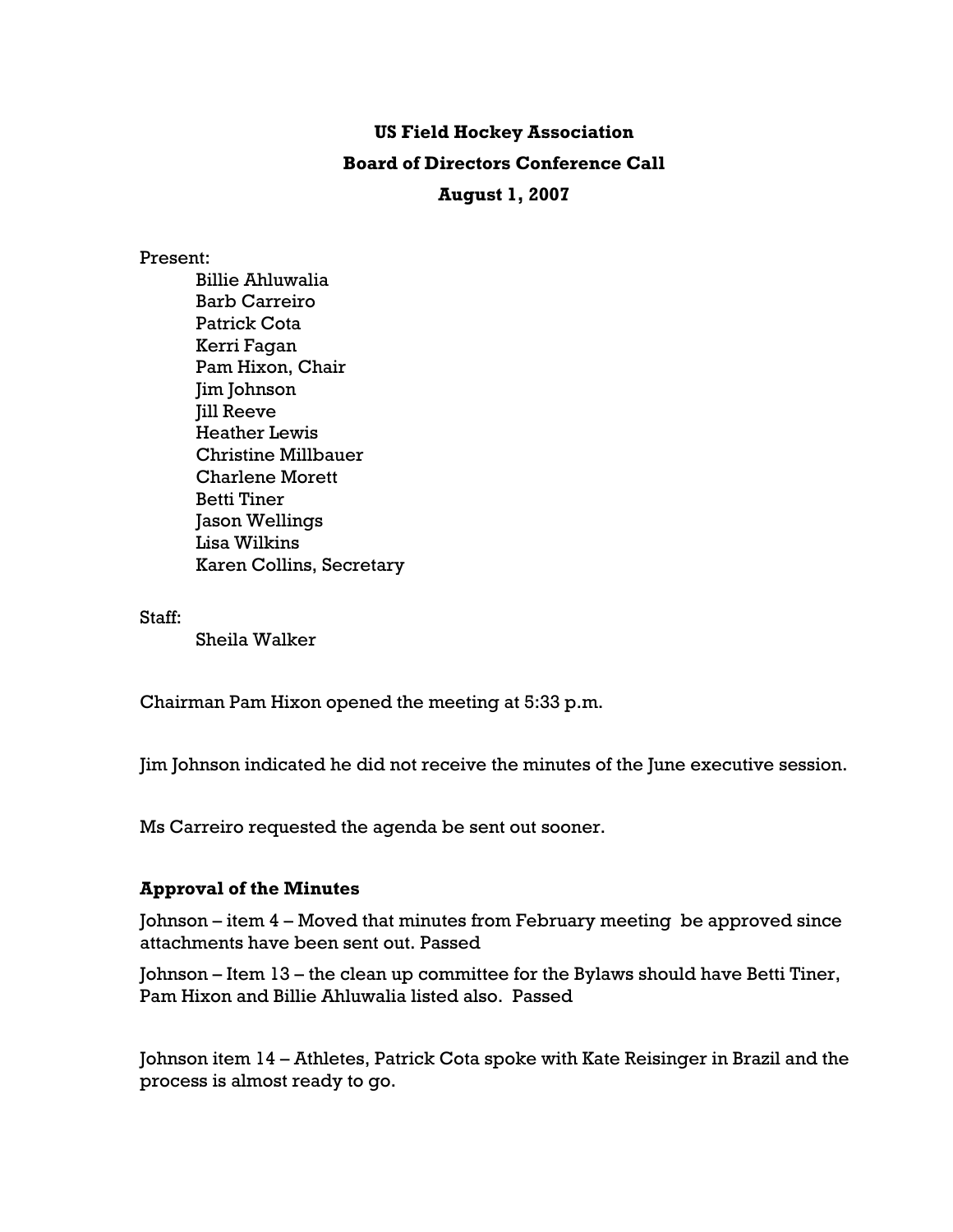**US Field Hockey Association**

**Board of Directors Conference Call**

**August 1, 2007**

Present:

- Billie Ahluwalia
- Barb Carreiro
- Patrick Cota
- Kerri Fagan
- Pam Hixon, Chair
- Jim Johnson
- Jill Reeve
- Heather Lewis
- Christine Millbauer
- Charlene Morett
- Betti Tiner
- Jason Wellings
- Lisa Wilkins
- Karen Collins, Secretary

Staff:

- Sheila Walker

Chairman Pam Hixon opened the meeting at 5:33 p.m.

Jim Johnson indicated he did not receive the minutes of the June executive session.

Ms Carreiro requested the agenda be sent out sooner.

### Approval of the Minutes

Johnson – item 4 – Moved that minutes from February meeting be approved since attachments have been sent out. Passed

Johnson – Item 13 – the clean up committee for the Bylaws should have Betti Tiner, Pam Hixon and Billie Ahluwalia listed also. Passed

Johnson item 14 – Athletes, Patrick Cota spoke with Kate Reisinger in Brazil and the process is almost ready to go.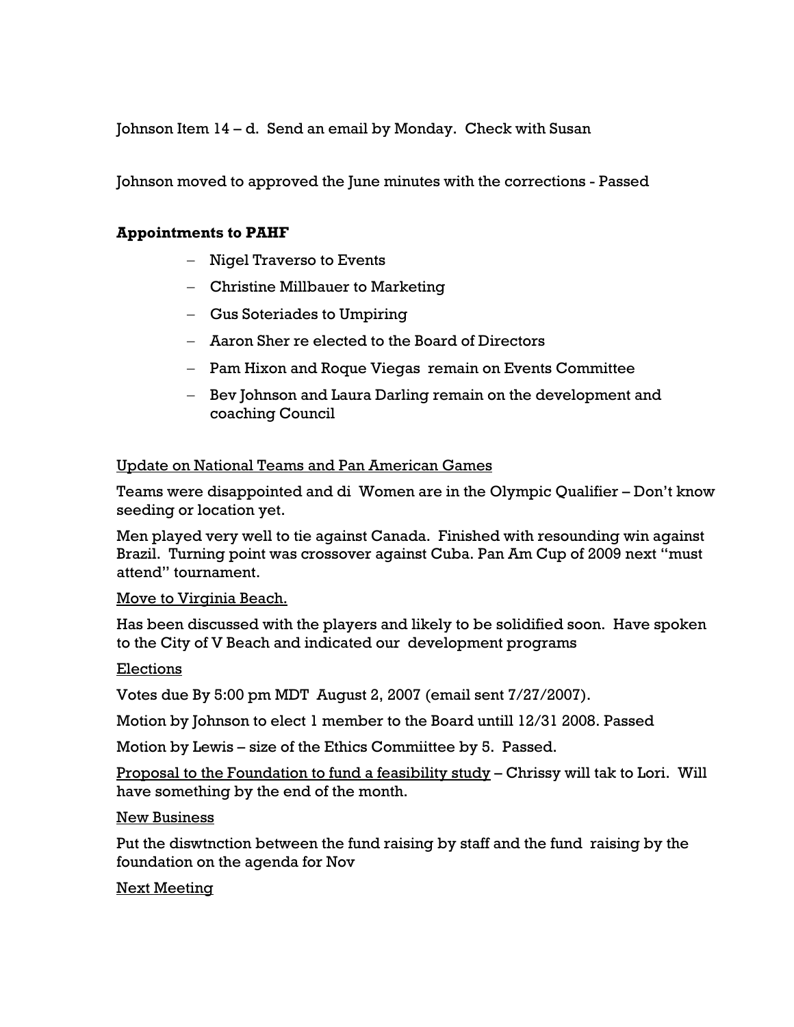Johnson Item 14 – d. Send an email by Monday. Check with Susan

Johnson moved to approved the June minutes with the corrections - Passed

**Appointments to PAHF**

- Nigel Traverso to Events
- Christine Millbauer to Marketing
- Gus Soteriades to Umpiring
- Aaron Sher re elected to the Board of Directors
- Pam Hixon and Roque Viegas remain on Events Committee
- Bev Johnson and Laura Darling remain on the development and coaching Council

Update on National Teams and Pan American Games

Teams were disappointed and di Women are in the Olympic Qualifier – Don't know seeding or location yet.

Men played very well to tie against Canada. Finished with resounding win against Brazil. Turning point was crossover against Cuba. Pan Am Cup of 2009 next "must attend" tournament.

Move to Virginia Beach.

Has been discussed with the players and likely to be solidified soon. Have spoken to the City of V Beach and indicated our development programs

Elections

Votes due By 5:00 pm MDT August 2, 2007 (email sent 7/27/2007).

Motion by Johnson to elect 1 member to the Board untill 12/31 2008. Passed

Motion by Lewis – size of the Ethics Commiittee by 5. Passed.

Proposal to the Foundation to fund a feasibility study – Chrissy will tak to Lori. Will have something by the end of the month.

New Business

Put the diswtnction between the fund raising by staff and the fund raising by the foundation on the agenda for Nov

Next Meeting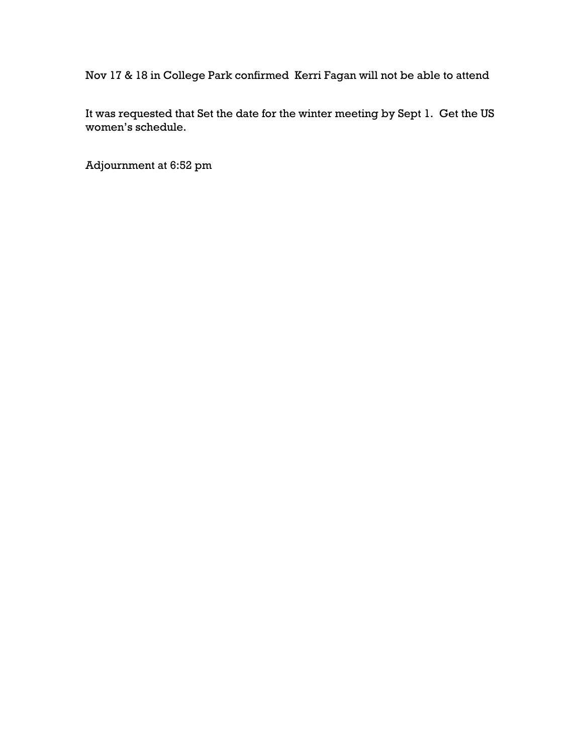Nov 17 & 18 in College Park confirmed  Kerri Fagan will not be able to attend

It was requested that Set the date for the winter meeting by Sept 1.  Get the US women's schedule.

Adjournment at 6:52 pm